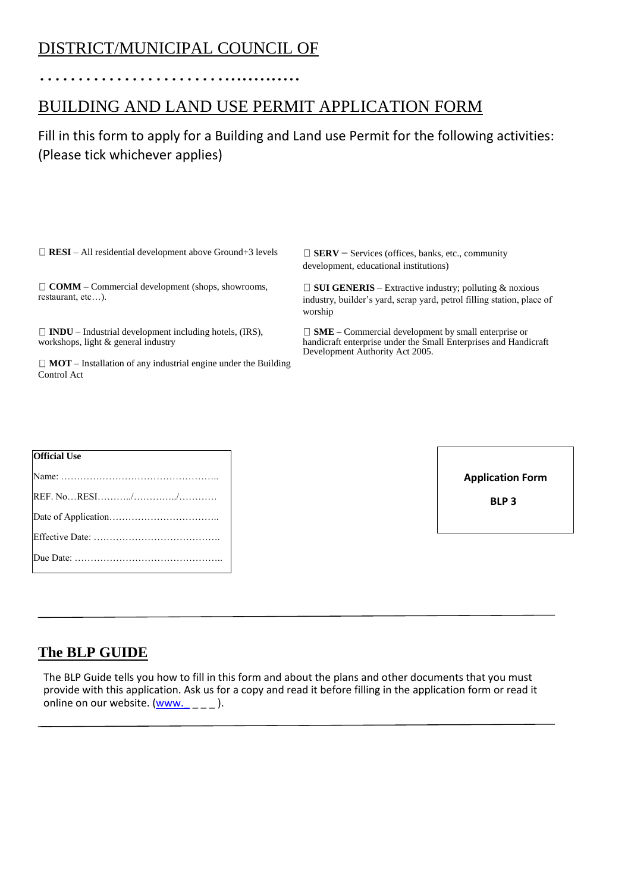# DISTRICT/MUNICIPAL COUNCIL OF

…………………………………………

## BUILDING AND LAND USE PERMIT APPLICATION FORM

Fill in this form to apply for a Building and Land use Permit for the following activities: (Please tick whichever applies)

- ☐ **RESI** – All residential development above Ground+3 levels
- ☐ **COMM** – Commercial development (shops, showrooms, restaurant, etc…).
- ☐ **INDU** – Industrial development including hotels, (IRS), workshops, light & general industry
- ☐ **MOT** – Installation of any industrial engine under the Building Control Act
- ☐ **SERV** – Services (offices, banks, etc., community development, educational institutions)
- ☐ **SUI GENERIS** – Extractive industry; polluting & noxious industry, builder's yard, scrap yard, petrol filling station, place of worship
- ☐ **SME** – Commercial development by small enterprise or handicraft enterprise under the Small Enterprises and Handicraft Development Authority Act 2005.

| **Official Use** |
| --- |
| Name: ………………………………………….. |
| REF. No…RESI………../…………../………… |
| Date of Application…………………………….. |
| Effective Date: …………………………………. |
| Due Date: ……………………………………….. |

**Application Form**

**BLP 3**

---

## The BLP GUIDE

The BLP Guide tells you how to fill in this form and about the plans and other documents that you must provide with this application. Ask us for a copy and read it before filling in the application form or read it online on our website. (www._ _ _ _ ).

---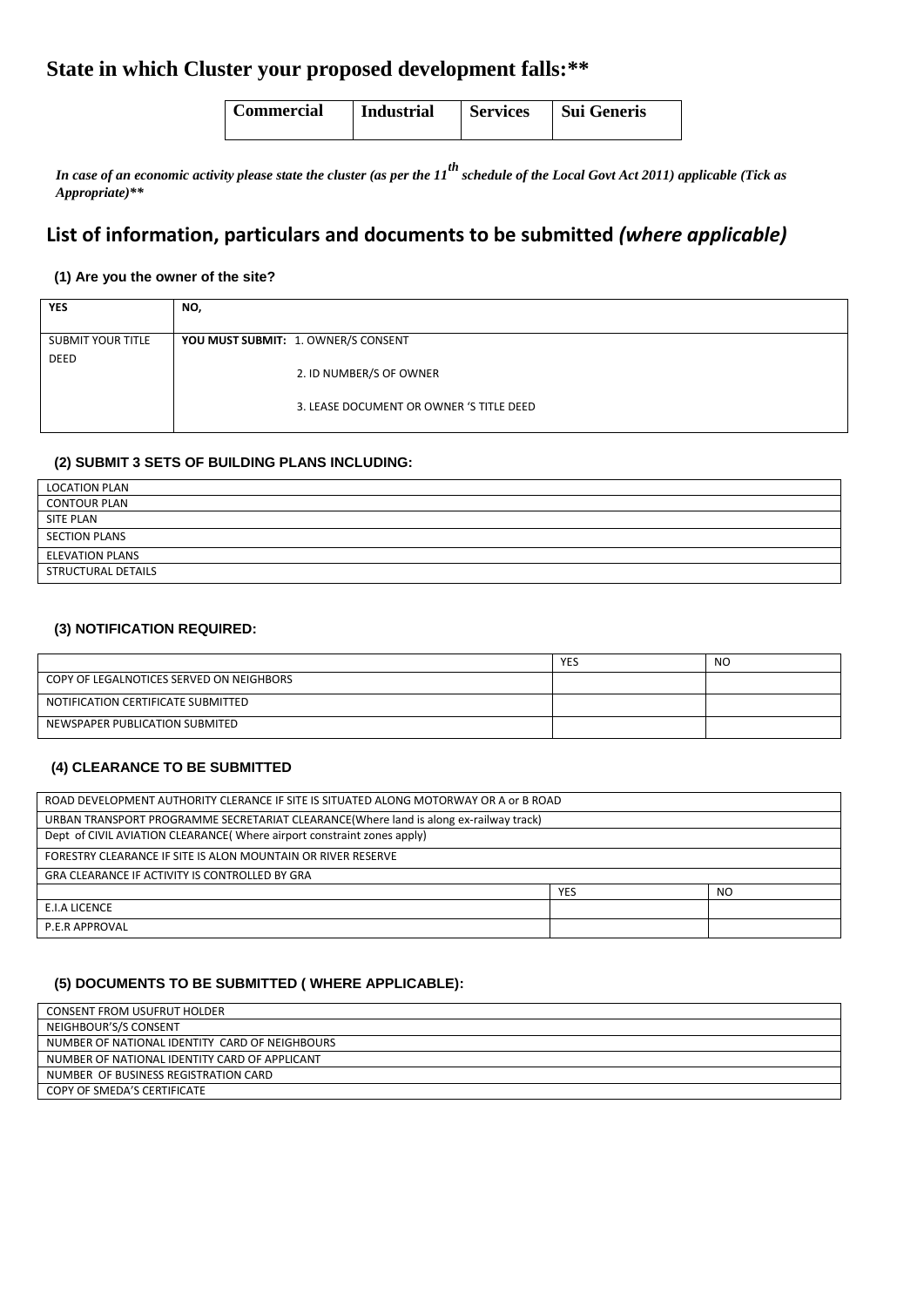# State in which Cluster your proposed development falls:**

| Commercial | Industrial | Services | Sui Generis |
|---|---|---|---|

*In case of an economic activity please state the cluster (as per the 11th schedule of the Local Govt Act 2011) applicable (Tick as Appropriate)***

# List of information, particulars and documents to be submitted *(where applicable)*

### (1) Are you the owner of the site?

| YES | NO, |
|---|---|
| SUBMIT YOUR TITLE DEED | **YOU MUST SUBMIT:** 1. OWNER/S CONSENT<br>2. ID NUMBER/S OF OWNER<br>3. LEASE DOCUMENT OR OWNER 'S TITLE DEED |

### (2) SUBMIT 3 SETS OF BUILDING PLANS INCLUDING:

| |
|---|
| LOCATION PLAN |
| CONTOUR PLAN |
| SITE PLAN |
| SECTION PLANS |
| ELEVATION PLANS |
| STRUCTURAL DETAILS |

### (3) NOTIFICATION REQUIRED:

| | YES | NO |
|---|---|---|
| COPY OF LEGALNOTICES SERVED ON NEIGHBORS | | |
| NOTIFICATION CERTIFICATE SUBMITTED | | |
| NEWSPAPER PUBLICATION SUBMITED | | |

### (4) CLEARANCE TO BE SUBMITTED

| | | |
|---|---|---|
| ROAD DEVELOPMENT AUTHORITY CLERANCE IF SITE IS SITUATED ALONG MOTORWAY OR A or B ROAD | | |
| URBAN TRANSPORT PROGRAMME SECRETARIAT CLEARANCE(Where land is along ex-railway track) | | |
| Dept of CIVIL AVIATION CLEARANCE( Where airport constraint zones apply) | | |
| FORESTRY CLEARANCE IF SITE IS ALON MOUNTAIN OR RIVER RESERVE | | |
| GRA CLEARANCE IF ACTIVITY IS CONTROLLED BY GRA | | |
| | YES | NO |
| E.I.A LICENCE | | |
| P.E.R APPROVAL | | |

### (5) DOCUMENTS TO BE SUBMITTED ( WHERE APPLICABLE):

| |
|---|
| CONSENT FROM USUFRUT HOLDER |
| NEIGHBOUR'S/S CONSENT |
| NUMBER OF NATIONAL IDENTITY CARD OF NEIGHBOURS |
| NUMBER OF NATIONAL IDENTITY CARD OF APPLICANT |
| NUMBER OF BUSINESS REGISTRATION CARD |
| COPY OF SMEDA'S CERTIFICATE |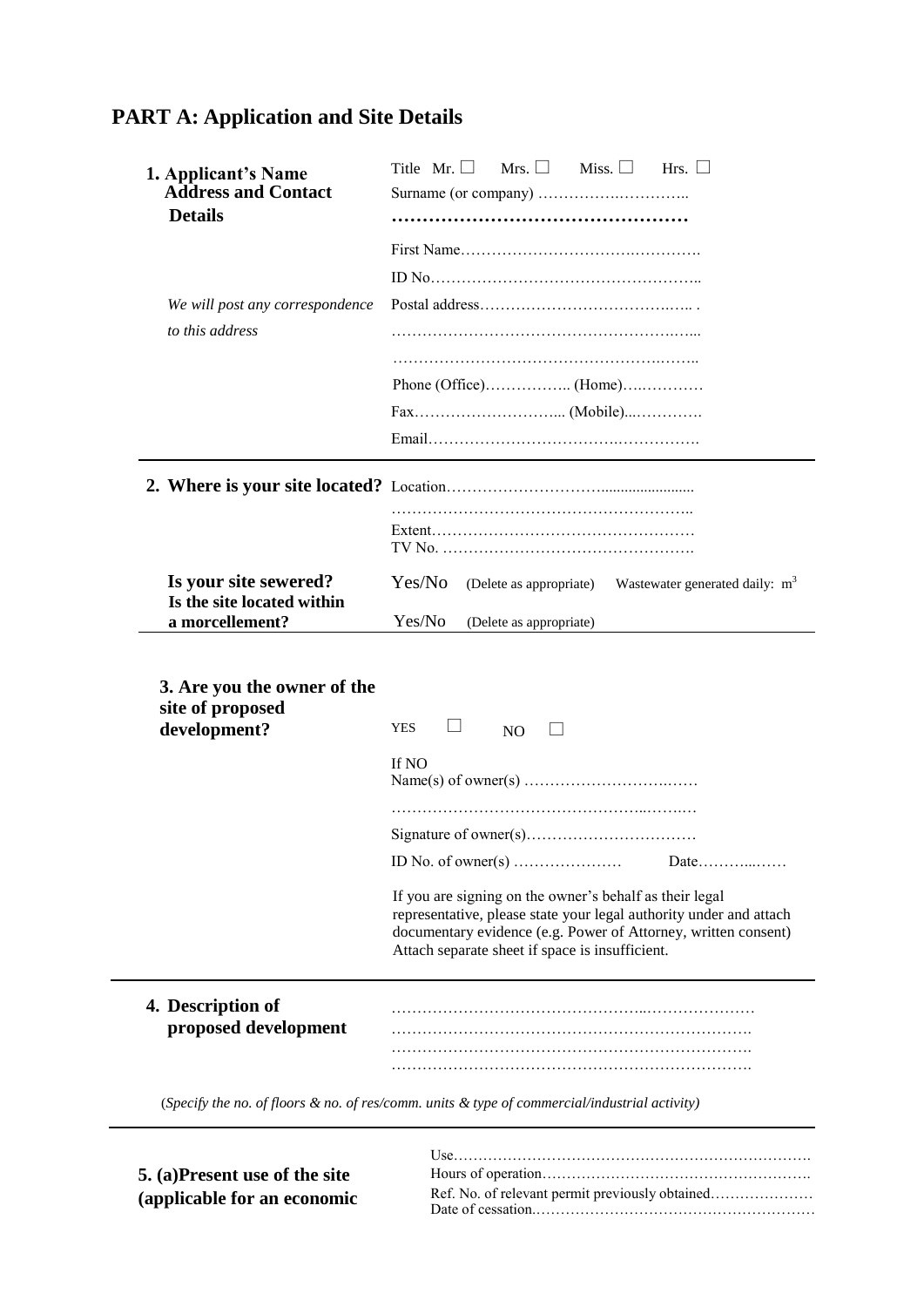## PART A: Application and Site Details

| | |
|---|---|
| **1. Applicant's Name Address and Contact Details** | Title Mr. ☐ Mrs. ☐ Miss. ☐ Hrs. ☐ |
| | Surname (or company) ………………………….. |
| | **…………………………………………** |
| | First Name……………………………………… |
| | ID No…………………………………………….. |
| *We will post any correspondence to this address* | Postal address……………………………….. . |
| | ……………………………………………….. |
| | ……………………………………………….. |
| | Phone (Office)…………….. (Home)………… |
| | Fax……………………….. (Mobile)…………. |
| | Email……………………………………………. |

| | |
|---|---|
| **2. Where is your site located?** | Location……………………….................... |
| | ……………………………………………….. |
| | Extent…………………………………………… |
| | TV No. …………………………………………. |
| **Is your site sewered?** | Yes/No (Delete as appropriate) Wastewater generated daily: $m^3$ |
| **Is the site located within a morcellement?** | Yes/No (Delete as appropriate) |

| | |
|---|---|
| **3. Are you the owner of the site of proposed development?** | YES ☐ NO ☐ |
| | If NO |
| | Name(s) of owner(s) …………………………… |
| | ……………………………………………….. |
| | Signature of owner(s)…………………………… |
| | ID No. of owner(s) ………………… Date……….…… |
| | If you are signing on the owner's behalf as their legal representative, please state your legal authority under and attach documentary evidence (e.g. Power of Attorney, written consent) Attach separate sheet if space is insufficient. |

| | |
|---|---|
| **4. Description of proposed development** | ……………………………………………………………… |
| | ……………………………………………………………… |
| | ……………………………………………………………… |
| | ……………………………………………………………… |

(*Specify the no. of floors & no. of res/comm. units & type of commercial/industrial activity*)

| | |
|---|---|
| **5. (a)Present use of the site (applicable for an economic** | Use……………………………………………………………. |
| | Hours of operation……………………………………………. |
| | Ref. No. of relevant permit previously obtained………………… |
| | Date of cessation………………………………………………… |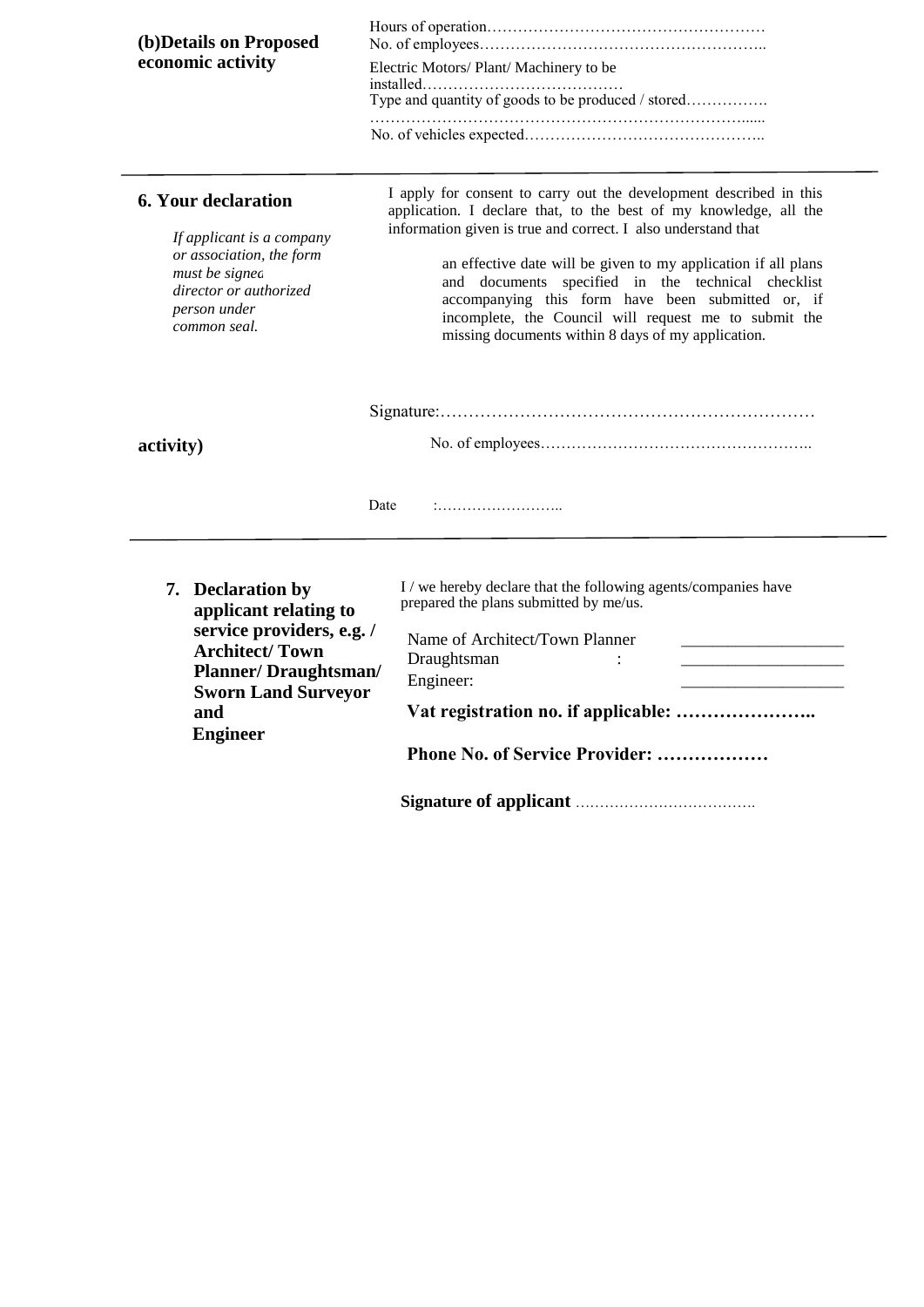**(b)Details on Proposed economic activity**

Hours of operation………………………………………………
No. of employees………………………………………………..
Electric Motors/ Plant/ Machinery to be installed…………………………………
Type and quantity of goods to be produced / stored…………….
…………………………………………………………………......
No. of vehicles expected………………………………………..

---

**6. Your declaration**

*If applicant is a company or association, the form must be signed director or authorized person under common seal.*

I apply for consent to carry out the development described in this application. I declare that, to the best of my knowledge, all the information given is true and correct. I also understand that

an effective date will be given to my application if all plans and documents specified in the technical checklist accompanying this form have been submitted or, if incomplete, the Council will request me to submit the missing documents within 8 days of my application.

Signature:…………………………………………………………

**activity)**

No. of employees……………………………………………..

Date :……………………..

---

**7. Declaration by applicant relating to service providers, e.g. / Architect/ Town Planner/ Draughtsman/ Sworn Land Surveyor and Engineer**

I / we hereby declare that the following agents/companies have prepared the plans submitted by me/us.

Name of Architect/Town Planner ___________________
Draughtsman : ___________________
Engineer: ___________________

**Vat registration no. if applicable: …………………..**

**Phone No. of Service Provider: ………………**

**Signature of applicant** ……………………………….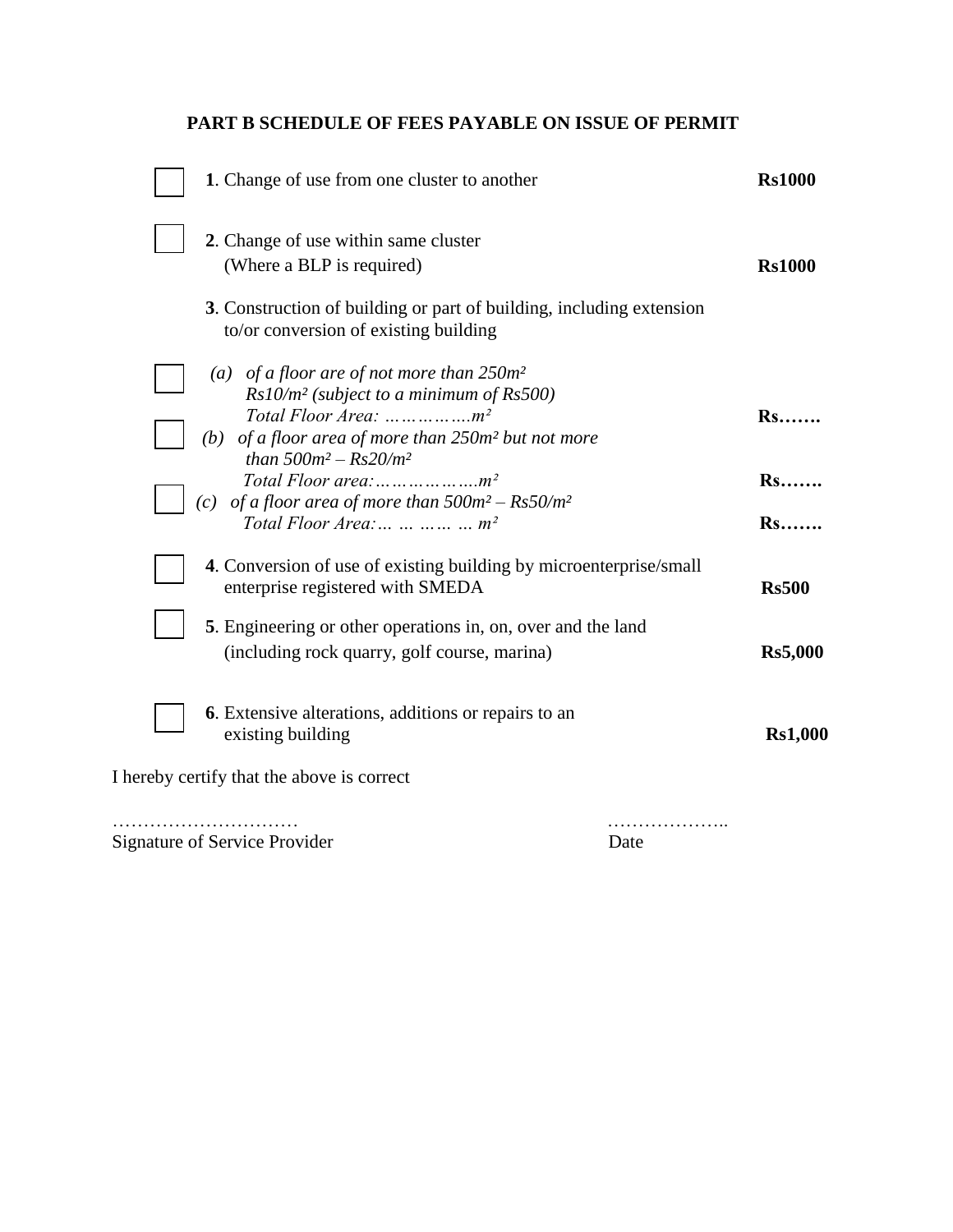## PART B SCHEDULE OF FEES PAYABLE ON ISSUE OF PERMIT

| | | |
|---|---|---|
| ☐ | **1**. Change of use from one cluster to another | **Rs1000** |
| ☐ | **2**. Change of use within same cluster (Where a BLP is required) | **Rs1000** |
| | **3**. Construction of building or part of building, including extension to/or conversion of existing building | |
| ☐ | *(a) of a floor are of not more than 250m²* *Rs10/m² (subject to a minimum of Rs500)* *Total Floor Area: …………….m²* | **Rs…….** |
| ☐ | *(b) of a floor area of more than 250m² but not more than 500m² – Rs20/m²* *Total Floor area:……………….m²* | **Rs…….** |
| ☐ | *(c) of a floor area of more than 500m² – Rs50/m²* *Total Floor Area:… … …… … m²* | **Rs…….** |
| ☐ | **4**. Conversion of use of existing building by microenterprise/small enterprise registered with SMEDA | **Rs500** |
| ☐ | **5**. Engineering or other operations in, on, over and the land (including rock quarry, golf course, marina) | **Rs5,000** |
| ☐ | **6**. Extensive alterations, additions or repairs to an existing building | **Rs1,000** |

I hereby certify that the above is correct

…………………………  
Signature of Service Provider

………………..  
Date